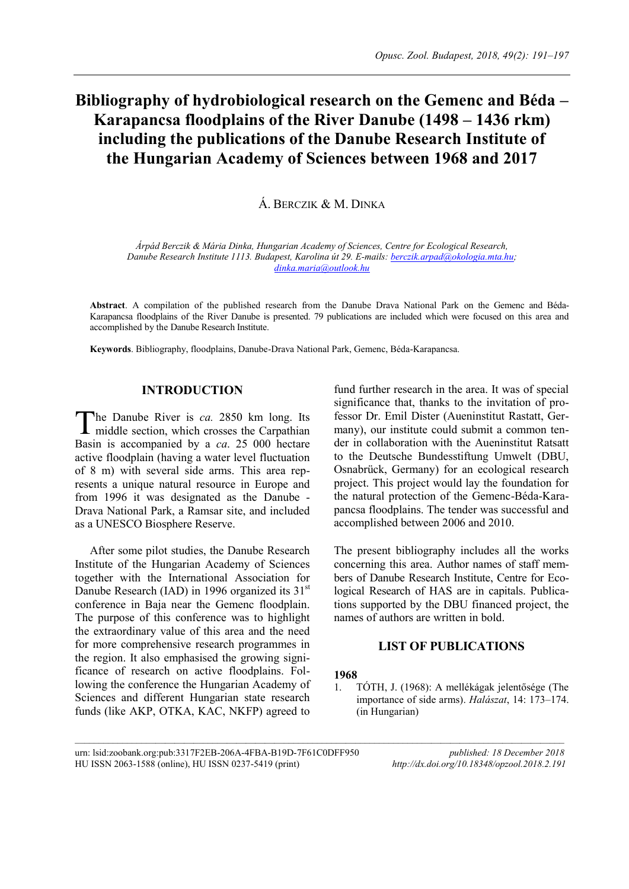# Bibliography of hydrobiological research on the Gemenc and Béda – Karapancsa floodplains of the River Danube (1498 – 1436 rkm) including the publications of the Danube Research Institute of the Hungarian Academy of Sciences between 1968 and 2017

Á. BERCZIK & M. DINKA

*Árpád Berczik & Mária Dinka, Hungarian Academy of Sciences, Centre for Ecological Research, Danube Research Institute 1113. Budapest, Karolina út 29. E-mails: berczik.arpad@okologia.mta.hu; dinka.maria@outlook.hu*

**Abstract**. A compilation of the published research from the Danube Drava National Park on the Gemenc and Béda-Karapancsa floodplains of the River Danube is presented. 79 publications are included which were focused on this area and accomplished by the Danube Research Institute.

**Keywords**. Bibliography, floodplains, Danube-Drava National Park, Gemenc, Béda-Karapancsa.

## INTRODUCTION

The Danube River is *ca.* 2850 km long. Its middle section, which crosses the Carpathian Basin is accompanied by a *ca*. 25 000 hectare active floodplain (having a water level fluctuation of 8 m) with several side arms. This area represents a unique natural resource in Europe and from 1996 it was designated as the Danube - Drava National Park, a Ramsar site, and included as a UNESCO Biosphere Reserve.

After some pilot studies, the Danube Research Institute of the Hungarian Academy of Sciences together with the International Association for Danube Research (IAD) in 1996 organized its 31st conference in Baja near the Gemenc floodplain. The purpose of this conference was to highlight the extraordinary value of this area and the need for more comprehensive research programmes in the region. It also emphasised the growing significance of research on active floodplains. Following the conference the Hungarian Academy of Sciences and different Hungarian state research funds (like AKP, OTKA, KAC, NKFP) agreed to fund further research in the area. It was of special significance that, thanks to the invitation of professor Dr. Emil Dister (Aueninstitut Rastatt, Germany), our institute could submit a common tender in collaboration with the Aueninstitut Ratsatt to the Deutsche Bundesstiftung Umwelt (DBU, Osnabrück, Germany) for an ecological research project. This project would lay the foundation for the natural protection of the Gemenc-Béda-Karapancsa floodplains. The tender was successful and accomplished between 2006 and 2010.

The present bibliography includes all the works concerning this area. Author names of staff members of Danube Research Institute, Centre for Ecological Research of HAS are in capitals. Publications supported by the DBU financed project, the names of authors are written in bold.

## LIST OF PUBLICATIONS

### 1968

1. TÓTH, J. (1968): A mellékágak jelentősége (The importance of side arms). *Halászat*, 14: 173–174. (in Hungarian)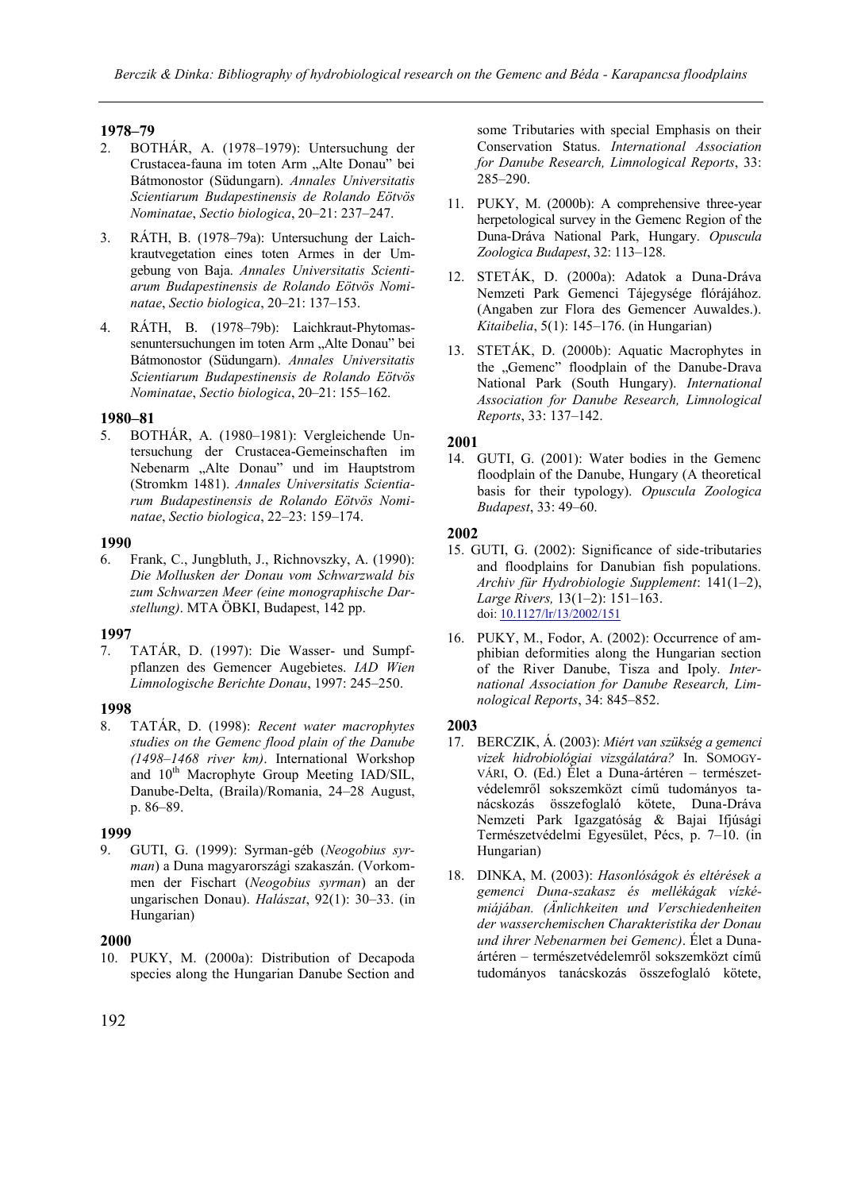**1978–79**

2. BOTHÁR, A. (1978–1979): Untersuchung der Crustacea-fauna im toten Arm „Alte Donau” bei Bátmonostor (Südungarn). *Annales Universitatis Scientiarum Budapestinensis de Rolando Eötvös Nominatae*, *Sectio biologica*, 20–21: 237–247.

3. RÁTH, B. (1978–79a): Untersuchung der Laichkrautvegetation eines toten Armes in der Umgebung von Baja. *Annales Universitatis Scientiarum Budapestinensis de Rolando Eötvös Nominatae*, *Sectio biologica*, 20–21: 137–153.

4. RÁTH, B. (1978–79b): Laichkraut-Phytomassenuntersuchungen im toten Arm „Alte Donau” bei Bátmonostor (Südungarn). *Annales Universitatis Scientiarum Budapestinensis de Rolando Eötvös Nominatae*, *Sectio biologica*, 20–21: 155–162.

**1980–81**

5. BOTHÁR, A. (1980–1981): Vergleichende Untersuchung der Crustacea-Gemeinschaften im Nebenarm „Alte Donau” und im Hauptstrom (Stromkm 1481). *Annales Universitatis Scientiarum Budapestinensis de Rolando Eötvös Nominatae*, *Sectio biologica*, 22–23: 159–174.

**1990**

6. Frank, C., Jungbluth, J., Richnovszky, A. (1990): *Die Mollusken der Donau vom Schwarzwald bis zum Schwarzen Meer (eine monographische Darstellung)*. MTA ÖBKI, Budapest, 142 pp.

**1997**

7. TATÁR, D. (1997): Die Wasser- und Sumpfpflanzen des Gemencer Augebietes. *IAD Wien Limnologische Berichte Donau*, 1997: 245–250.

**1998**

8. TATÁR, D. (1998): *Recent water macrophytes studies on the Gemenc flood plain of the Danube (1498–1468 river km)*. International Workshop and 10th Macrophyte Group Meeting IAD/SIL, Danube-Delta, (Braila)/Romania, 24–28 August, p. 86–89.

**1999**

9. GUTI, G. (1999): Syrman-géb (*Neogobius syrman*) a Duna magyarországi szakaszán. (Vorkommen der Fischart (*Neogobius syrman*) an der ungarischen Donau). *Halászat*, 92(1): 30–33. (in Hungarian)

**2000**

10. PUKY, M. (2000a): Distribution of Decapoda species along the Hungarian Danube Section and some Tributaries with special Emphasis on their Conservation Status. *International Association for Danube Research, Limnological Reports*, 33: 285–290.

11. PUKY, M. (2000b): A comprehensive three-year herpetological survey in the Gemenc Region of the Duna-Dráva National Park, Hungary. *Opuscula Zoologica Budapest*, 32: 113–128.

12. STETÁK, D. (2000a): Adatok a Duna-Dráva Nemzeti Park Gemenci Tájegysége flórájához. (Angaben zur Flora des Gemencer Auwaldes.). *Kitaibelia*, 5(1): 145–176. (in Hungarian)

13. STETÁK, D. (2000b): Aquatic Macrophytes in the „Gemenc” floodplain of the Danube-Drava National Park (South Hungary). *International Association for Danube Research, Limnological Reports*, 33: 137–142.

**2001**

14. GUTI, G. (2001): Water bodies in the Gemenc floodplain of the Danube, Hungary (A theoretical basis for their typology). *Opuscula Zoologica Budapest*, 33: 49–60.

**2002**

15. GUTI, G. (2002): Significance of side-tributaries and floodplains for Danubian fish populations. *Archiv für Hydrobiologie Supplement*: 141(1–2), *Large Rivers,* 13(1–2): 151–163. doi: 10.1127/lr/13/2002/151

16. PUKY, M., Fodor, A. (2002): Occurrence of amphibian deformities along the Hungarian section of the River Danube, Tisza and Ipoly. *International Association for Danube Research, Limnological Reports*, 34: 845–852.

**2003**

17. BERCZIK, Á. (2003): *Miért van szükség a gemenci vizek hidrobiológiai vizsgálatára?* In. SOMOGYVÁRI, O. (Ed.) Élet a Duna-ártéren – természetvédelemről sokszemközt című tudományos tanácskozás összefoglaló kötete, Duna-Dráva Nemzeti Park Igazgatóság & Bajai Ifjúsági Természetvédelmi Egyesület, Pécs, p. 7–10. (in Hungarian)

18. DINKA, M. (2003): *Hasonlóságok és eltérések a gemenci Duna-szakasz és mellékágak vízkémiájában. (Änlichkeiten und Verschiedenheiten der wasserchemischen Charakteristika der Donau und ihrer Nebenarmen bei Gemenc)*. Élet a Duna-ártéren – természetvédelemről sokszemközt című tudományos tanácskozás összefoglaló kötete,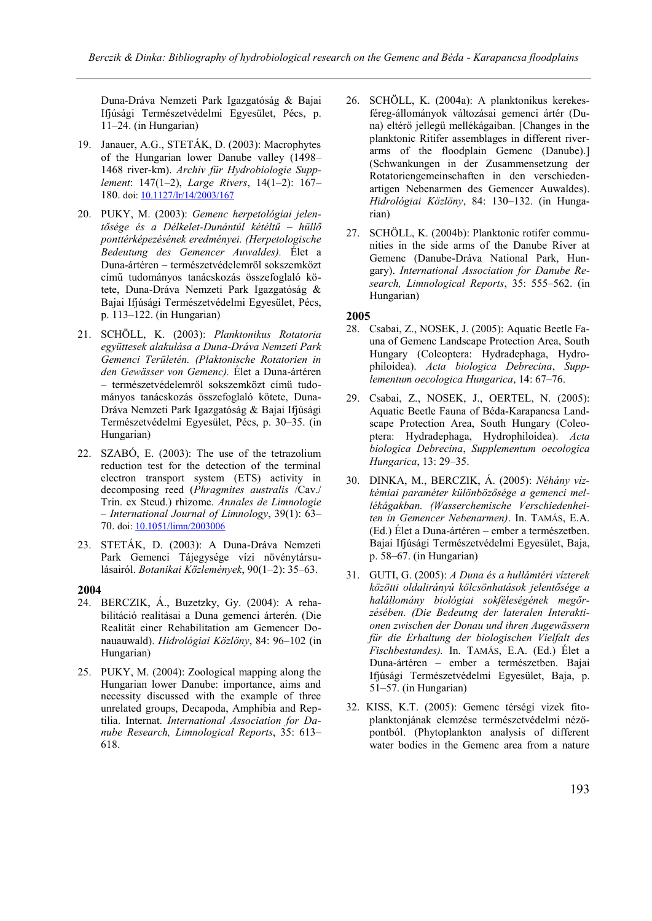Duna-Dráva Nemzeti Park Igazgatóság & Bajai Ifjúsági Természetvédelmi Egyesület, Pécs, p. 11–24. (in Hungarian)

19. Janauer, A.G., STETÁK, D. (2003): Macrophytes of the Hungarian lower Danube valley (1498–1468 river-km). *Archiv für Hydrobiologie Supplement*: 147(1–2), *Large Rivers*, 14(1–2): 167–180. doi: 10.1127/lr/14/2003/167

20. PUKY, M. (2003): *Gemenc herpetológiai jelentősége és a Délkelet-Dunántúl kétéltű – hüllő ponttérképezésének eredményei. (Herpetologische Bedeutung des Gemencer Auwaldes).* Élet a Duna-ártéren – természetvédelemről sokszemközt című tudományos tanácskozás összefoglaló kötete, Duna-Dráva Nemzeti Park Igazgatóság & Bajai Ifjúsági Természetvédelmi Egyesület, Pécs, p. 113–122. (in Hungarian)

21. SCHÖLL, K. (2003): *Planktonikus Rotatoria együttesek alakulása a Duna-Dráva Nemzeti Park Gemenci Területén. (Plaktonische Rotatorien in den Gewässer von Gemenc).* Élet a Duna-ártéren – természetvédelemről sokszemközt című tudományos tanácskozás összefoglaló kötete, Duna-Dráva Nemzeti Park Igazgatóság & Bajai Ifjúsági Természetvédelmi Egyesület, Pécs, p. 30–35. (in Hungarian)

22. SZABÓ, E. (2003): The use of the tetrazolium reduction test for the detection of the terminal electron transport system (ETS) activity in decomposing reed (*Phragmites australis* /Cav./ Trin. ex Steud.) rhizome. *Annales de Limnologie – International Journal of Limnology*, 39(1): 63–70. doi: 10.1051/limn/2003006

23. STETÁK, D. (2003): A Duna-Dráva Nemzeti Park Gemenci Tájegysége vízi növénytársulásairól. *Botanikai Közlemények*, 90(1–2): 35–63.

**2004**

24. BERCZIK, Á., Buzetzky, Gy. (2004): A rehabilitáció realitásai a Duna gemenci árterén. (Die Realität einer Rehabilitation am Gemencer Donauauwald). *Hidrológiai Közlöny*, 84: 96–102 (in Hungarian)

25. PUKY, M. (2004): Zoological mapping along the Hungarian lower Danube: importance, aims and necessity discussed with the example of three unrelated groups, Decapoda, Amphibia and Reptilia. Internat. *International Association for Danube Research, Limnological Reports*, 35: 613–618.

26. SCHÖLL, K. (2004a): A planktonikus kerekesféreg-állományok változásai gemenci ártér (Duna) eltérő jellegű mellékágaiban. [Changes in the planktonic Ritifer assemblages in different river-arms of the floodplain Gemenc (Danube).] (Schwankungen in der Zusammensetzung der Rotatoriengemeinschaften in den verschiedenartigen Nebenarmen des Gemencer Auwaldes). *Hidrológiai Közlöny*, 84: 130–132. (in Hungarian)

27. SCHÖLL, K. (2004b): Planktonic rotifer communities in the side arms of the Danube River at Gemenc (Danube-Dráva National Park, Hungary). *International Association for Danube Research, Limnological Reports*, 35: 555–562. (in Hungarian)

**2005**

28. Csabai, Z., NOSEK, J. (2005): Aquatic Beetle Fauna of Gemenc Landscape Protection Area, South Hungary (Coleoptera: Hydradephaga, Hydrophiloidea). *Acta biologica Debrecina*, *Supplementum oecologica Hungarica*, 14: 67–76.

29. Csabai, Z., NOSEK, J., OERTEL, N. (2005): Aquatic Beetle Fauna of Béda-Karapancsa Landscape Protection Area, South Hungary (Coleoptera: Hydradephaga, Hydrophiloidea). *Acta biologica Debrecina*, *Supplementum oecologica Hungarica*, 13: 29–35.

30. DINKA, M., BERCZIK, Á. (2005): *Néhány vízkémiai paraméter különbözősége a gemenci mellékágakban. (Wasserchemische Verschiedenheiten in Gemencer Nebenarmen)*. In. TAMÁS, E.A. (Ed.) Élet a Duna-ártéren – ember a természetben. Bajai Ifjúsági Természetvédelmi Egyesület, Baja, p. 58–67. (in Hungarian)

31. GUTI, G. (2005): *A Duna és a hullámtéri vízterek közötti oldalirányú kölcsönhatások jelentősége a halállomány biológiai sokféleségének megőrzésében. (Die Bedeutng der lateralen Interaktionen zwischen der Donau und ihren Augewässern für die Erhaltung der biologischen Vielfalt des Fischbestandes).* In. TAMÁS, E.A. (Ed.) Élet a Duna-ártéren – ember a természetben. Bajai Ifjúsági Természetvédelmi Egyesület, Baja, p. 51–57. (in Hungarian)

32. KISS, K.T. (2005): Gemenc térségi vizek fitoplanktonjának elemzése természetvédelmi nézőpontból. (Phytoplankton analysis of different water bodies in the Gemenc area from a nature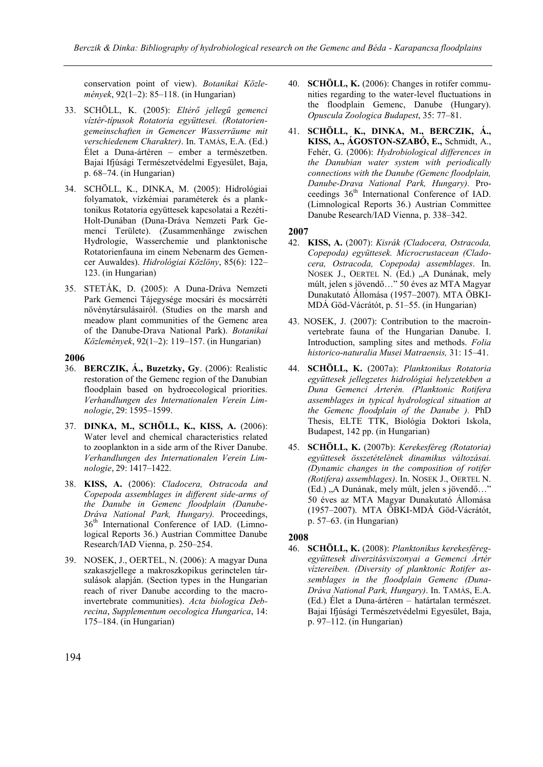conservation point of view). *Botanikai Közlemények*, 92(1–2): 85–118. (in Hungarian)

33. SCHÖLL, K. (2005): *Eltérő jellegű gemenci víztér-típusok Rotatoria együttesei. (Rotatoriengemeinschaften in Gemencer Wasserräume mit verschiedenem Charakter)*. In. TAMÁS, E.A. (Ed.) Élet a Duna-ártéren – ember a természetben. Bajai Ifjúsági Természetvédelmi Egyesület, Baja, p. 68–74. (in Hungarian)

34. SCHÖLL, K., DINKA, M. (2005): Hidrológiai folyamatok, vízkémiai paraméterek és a planktonikus Rotatoria együttesek kapcsolatai a Rezéti-Holt-Dunában (Duna-Dráva Nemzeti Park Gemenci Területe). (Zusammenhänge zwischen Hydrologie, Wasserchemie und planktonische Rotatorienfauna im einem Nebenarm des Gemencer Auwaldes). *Hidrológiai Közlöny*, 85(6): 122–123. (in Hungarian)

35. STETÁK, D. (2005): A Duna-Dráva Nemzeti Park Gemenci Tájegysége mocsári és mocsárréti növénytársulásairól. (Studies on the marsh and meadow plant communities of the Gemenc area of the Danube-Drava National Park). *Botanikai Közlemények*, 92(1–2): 119–157. (in Hungarian)

**2006**

36. **BERCZIK, Á., Buzetzky, Gy**. (2006): Realistic restoration of the Gemenc region of the Danubian floodplain based on hydroecological priorities. *Verhandlungen des Internationalen Verein Limnologie*, 29: 1595–1599.

37. **DINKA, M., SCHÖLL, K., KISS, A.** (2006): Water level and chemical characteristics related to zooplankton in a side arm of the River Danube. *Verhandlungen des Internationalen Verein Limnologie*, 29: 1417–1422.

38. **KISS, A.** (2006): *Cladocera, Ostracoda and Copepoda assemblages in different side-arms of the Danube in Gemenc floodplain (Danube-Dráva National Park, Hungary).* Proceedings, 36th International Conference of IAD. (Limnological Reports 36.) Austrian Committee Danube Research/IAD Vienna, p. 250–254.

39. NOSEK, J., OERTEL, N. (2006): A magyar Duna szakaszjellege a makroszkopikus gerinctelen társulások alapján. (Section types in the Hungarian reach of river Danube according to the macroinvertebrate communities). *Acta biologica Debrecina*, *Supplementum oecologica Hungarica*, 14: 175–184. (in Hungarian)

40. **SCHÖLL, K.** (2006): Changes in rotifer communities regarding to the water-level fluctuations in the floodplain Gemenc, Danube (Hungary). *Opuscula Zoologica Budapest*, 35: 77–81.

41. **SCHÖLL, K., DINKA, M., BERCZIK, Á., KISS, A., ÁGOSTON-SZABÓ, E.,** Schmidt, A., Fehér, G. (2006): *Hydrobiological differences in the Danubian water system with periodically connections with the Danube (Gemenc floodplain, Danube-Drava National Park, Hungary).* Proceedings 36th International Conference of IAD. (Limnological Reports 36.) Austrian Committee Danube Research/IAD Vienna, p. 338–342.

**2007**

42. **KISS, A.** (2007): *Kisrák (Cladocera, Ostracoda, Copepoda) együttesek. Microcrustacean (Cladocera, Ostracoda, Copepoda) assemblages*. In. NOSEK J., OERTEL N. (Ed.) „A Dunának, mely múlt, jelen s jövendő…" 50 éves az MTA Magyar Dunakutató Állomása (1957–2007). MTA ÖBKI-MDÁ Göd-Vácrátót, p. 51–55. (in Hungarian)

43. NOSEK, J. (2007): Contribution to the macroinvertebrate fauna of the Hungarian Danube. I. Introduction, sampling sites and methods. *Folia historico-naturalia Musei Matraensis,* 31: 15–41.

44. **SCHÖLL, K.** (2007a): *Planktonikus Rotatoria együttesek jellegzetes hidrológiai helyzetekben a Duna Gemenci Árterén. (Planktonic Rotifera assemblages in typical hydrological situation at the Gemenc floodplain of the Danube ).* PhD Thesis, ELTE TTK, Biológia Doktori Iskola, Budapest, 142 pp. (in Hungarian)

45. **SCHÖLL, K.** (2007b): *Kerekesféreg (Rotatoria) együttesek összetételének dinamikus változásai. (Dynamic changes in the composition of rotifer (Rotifera) assemblages)*. In. NOSEK J., OERTEL N. (Ed.) „A Dunának, mely múlt, jelen s jövendő…" 50 éves az MTA Magyar Dunakutató Állomása (1957–2007). MTA ÖBKI-MDÁ Göd-Vácrátót, p. 57–63. (in Hungarian)

**2008**

46. **SCHÖLL, K.** (2008): *Planktonikus kerekesféreg-együttesek diverzitásviszonyai a Gemenci Ártér víztereiben. (Diversity of planktonic Rotifer assemblages in the floodplain Gemenc (Duna-Dráva National Park, Hungary)*. In. TAMÁS, E.A. (Ed.) Élet a Duna-ártéren – határtalan természet. Bajai Ifjúsági Természetvédelmi Egyesület, Baja, p. 97–112. (in Hungarian)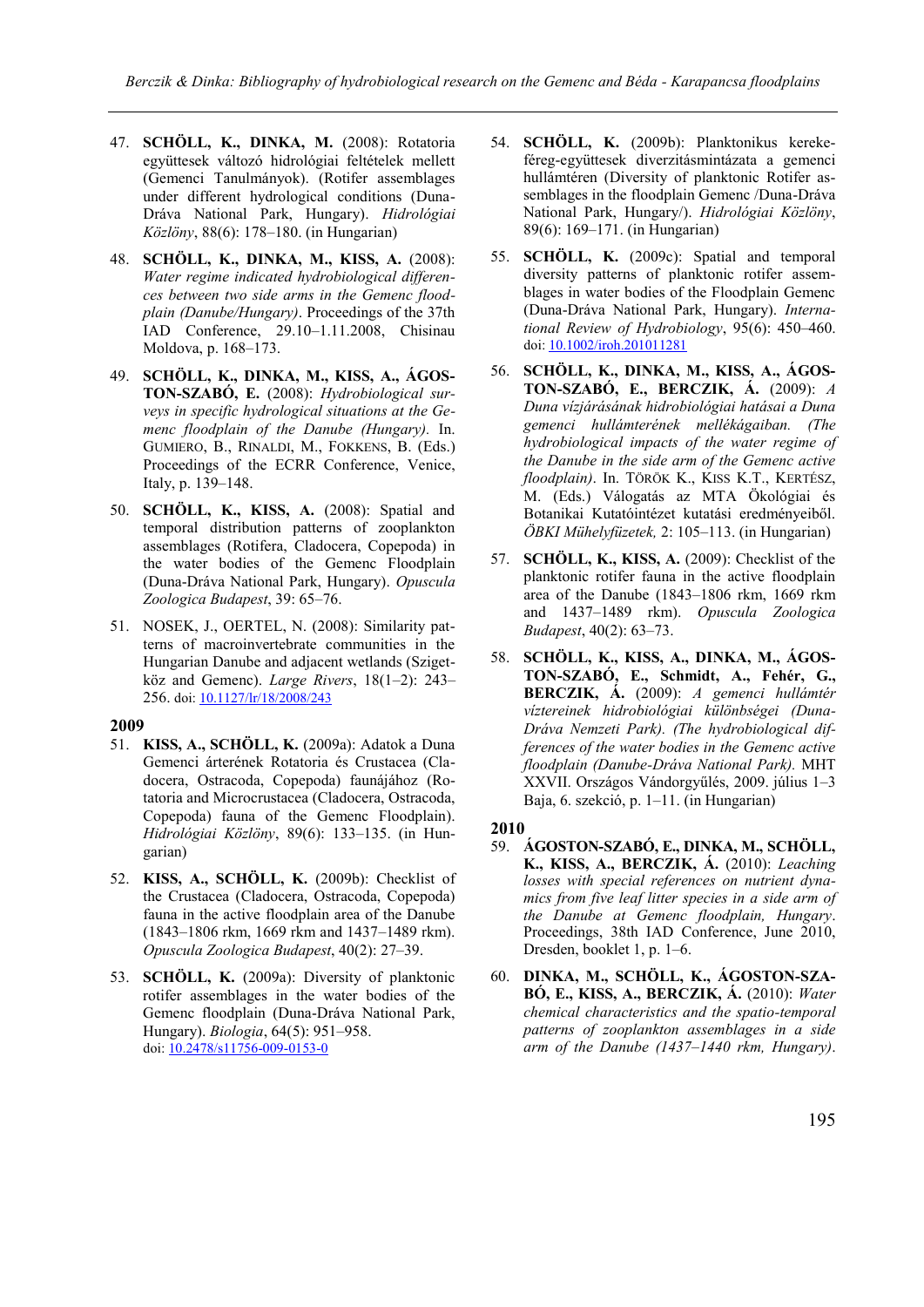47. **SCHÖLL, K., DINKA, M.** (2008): Rotatoria együttesek változó hidrológiai feltételek mellett (Gemenci Tanulmányok). (Rotifer assemblages under different hydrological conditions (Duna-Dráva National Park, Hungary). *Hidrológiai Közlöny*, 88(6): 178–180. (in Hungarian)

48. **SCHÖLL, K., DINKA, M., KISS, A.** (2008): *Water regime indicated hydrobiological differences between two side arms in the Gemenc floodplain (Danube/Hungary)*. Proceedings of the 37th IAD Conference, 29.10–1.11.2008, Chisinau Moldova, p. 168–173.

49. **SCHÖLL, K., DINKA, M., KISS, A., ÁGOSTON-SZABÓ, E.** (2008): *Hydrobiological surveys in specific hydrological situations at the Gemenc floodplain of the Danube (Hungary).* In. GUMIERO, B., RINALDI, M., FOKKENS, B. (Eds.) Proceedings of the ECRR Conference, Venice, Italy, p. 139–148.

50. **SCHÖLL, K., KISS, A.** (2008): Spatial and temporal distribution patterns of zooplankton assemblages (Rotifera, Cladocera, Copepoda) in the water bodies of the Gemenc Floodplain (Duna-Dráva National Park, Hungary). *Opuscula Zoologica Budapest*, 39: 65–76.

51. NOSEK, J., OERTEL, N. (2008): Similarity patterns of macroinvertebrate communities in the Hungarian Danube and adjacent wetlands (Szigetköz and Gemenc). *Large Rivers*, 18(1–2): 243–256. doi: 10.1127/lr/18/2008/243

**2009**

51. **KISS, A., SCHÖLL, K.** (2009a): Adatok a Duna Gemenci árterének Rotatoria és Crustacea (Cladocera, Ostracoda, Copepoda) faunájához (Rotatoria and Microcrustacea (Cladocera, Ostracoda, Copepoda) fauna of the Gemenc Floodplain). *Hidrológiai Közlöny*, 89(6): 133–135. (in Hungarian)

52. **KISS, A., SCHÖLL, K.** (2009b): Checklist of the Crustacea (Cladocera, Ostracoda, Copepoda) fauna in the active floodplain area of the Danube (1843–1806 rkm, 1669 rkm and 1437–1489 rkm). *Opuscula Zoologica Budapest*, 40(2): 27–39.

53. **SCHÖLL, K.** (2009a): Diversity of planktonic rotifer assemblages in the water bodies of the Gemenc floodplain (Duna-Dráva National Park, Hungary). *Biologia*, 64(5): 951–958. doi: 10.2478/s11756-009-0153-0

54. **SCHÖLL, K.** (2009b): Planktonikus kerekeféreg-együttesek diverzitásmintázata a gemenci hullámtéren (Diversity of planktonic Rotifer assemblages in the floodplain Gemenc /Duna-Dráva National Park, Hungary/). *Hidrológiai Közlöny*, 89(6): 169–171. (in Hungarian)

55. **SCHÖLL, K.** (2009c): Spatial and temporal diversity patterns of planktonic rotifer assemblages in water bodies of the Floodplain Gemenc (Duna-Dráva National Park, Hungary). *International Review of Hydrobiology*, 95(6): 450–460. doi: 10.1002/iroh.201011281

56. **SCHÖLL, K., DINKA, M., KISS, A., ÁGOSTON-SZABÓ, E., BERCZIK, Á.** (2009): *A Duna vízjárásának hidrobiológiai hatásai a Duna gemenci hullámterének mellékágaiban. (The hydrobiological impacts of the water regime of the Danube in the side arm of the Gemenc active floodplain)*. In. TÖRÖK K., KISS K.T., KERTÉSZ, M. (Eds.) Válogatás az MTA Ökológiai és Botanikai Kutatóintézet kutatási eredményeiből. *ÖBKI Műhelyfüzetek,* 2: 105–113. (in Hungarian)

57. **SCHÖLL, K., KISS, A.** (2009): Checklist of the planktonic rotifer fauna in the active floodplain area of the Danube (1843–1806 rkm, 1669 rkm and 1437–1489 rkm). *Opuscula Zoologica Budapest*, 40(2): 63–73.

58. **SCHÖLL, K., KISS, A., DINKA, M., ÁGOSTON-SZABÓ, E., Schmidt, A., Fehér, G., BERCZIK, Á.** (2009): *A gemenci hullámtér vízterei­nek hidrobiológiai különbségei (Duna-Dráva Nemzeti Park). (The hydrobiological differences of the water bodies in the Gemenc active floodplain (Danube-Dráva National Park).* MHT XXVII. Országos Vándorgyűlés, 2009. július 1–3 Baja, 6. szekció, p. 1–11. (in Hungarian)

**2010**

59. **ÁGOSTON-SZABÓ, E., DINKA, M., SCHÖLL, K., KISS, A., BERCZIK, Á.** (2010): *Leaching losses with special references on nutrient dynamics from five leaf litter species in a side arm of the Danube at Gemenc floodplain, Hungary*. Proceedings, 38th IAD Conference, June 2010, Dresden, booklet 1, p. 1–6.

60. **DINKA, M., SCHÖLL, K., ÁGOSTON-SZABÓ, E., KISS, A., BERCZIK, Á.** (2010): *Water chemical characteristics and the spatio-temporal patterns of zooplankton assemblages in a side arm of the Danube (1437–1440 rkm, Hungary)*.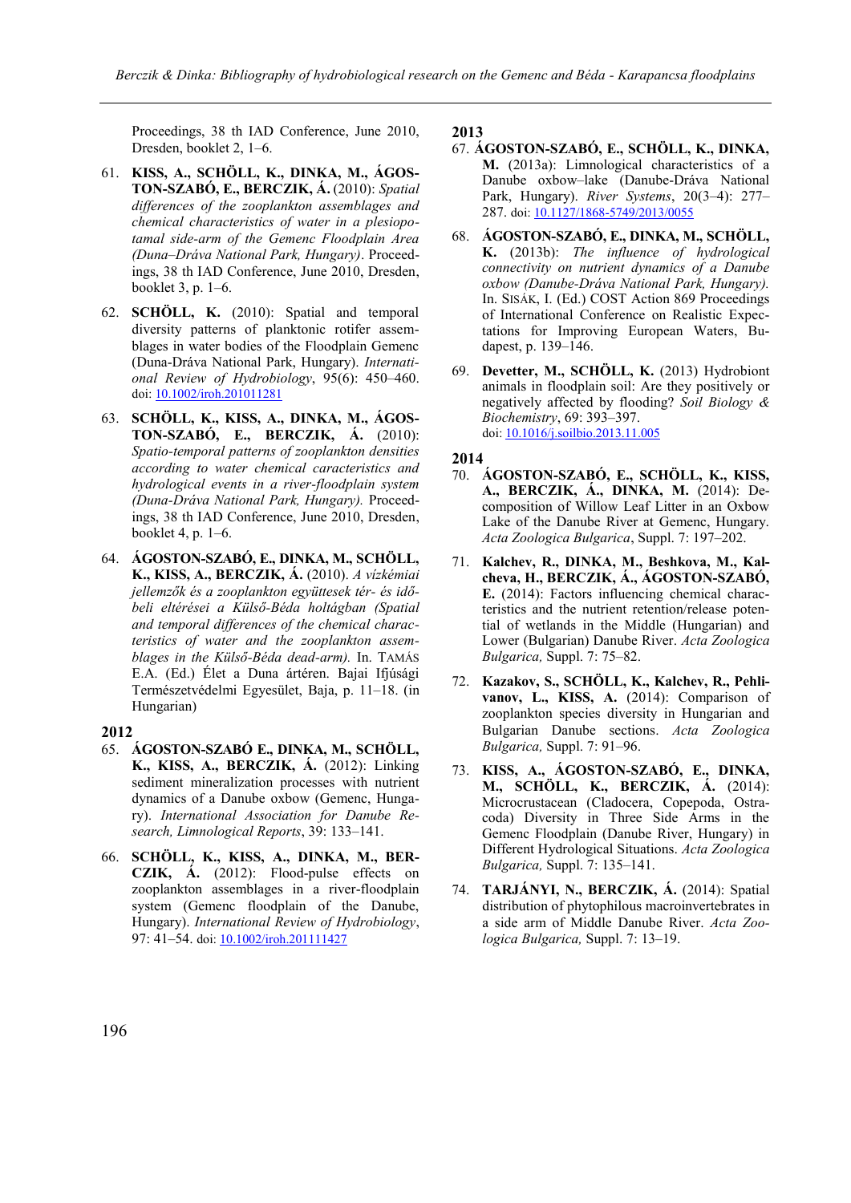Proceedings, 38 th IAD Conference, June 2010, Dresden, booklet 2, 1–6.

61. **KISS, A., SCHÖLL, K., DINKA, M., ÁGOSTON-SZABÓ, E., BERCZIK, Á.** (2010): *Spatial differences of the zooplankton assemblages and chemical characteristics of water in a plesiopotamal side-arm of the Gemenc Floodplain Area (Duna–Dráva National Park, Hungary)*. Proceedings, 38 th IAD Conference, June 2010, Dresden, booklet 3, p. 1–6.

62. **SCHÖLL, K.** (2010): Spatial and temporal diversity patterns of planktonic rotifer assemblages in water bodies of the Floodplain Gemenc (Duna-Dráva National Park, Hungary). *International Review of Hydrobiology*, 95(6): 450–460. doi: 10.1002/iroh.201011281

63. **SCHÖLL, K., KISS, A., DINKA, M., ÁGOSTON-SZABÓ, E., BERCZIK, Á.** (2010): *Spatio-temporal patterns of zooplankton densities according to water chemical caracteristics and hydrological events in a river-floodplain system (Duna-Dráva National Park, Hungary).* Proceedings, 38 th IAD Conference, June 2010, Dresden, booklet 4, p. 1–6.

64. **ÁGOSTON-SZABÓ, E., DINKA, M., SCHÖLL, K., KISS, A., BERCZIK, Á.** (2010). *A vízkémiai jellemzők és a zooplankton együttesek tér- és időbeli eltérései a Külső-Béda holtágban (Spatial and temporal differences of the chemical characteristics of water and the zooplankton assemblages in the Külső-Béda dead-arm).* In. TAMÁS E.A. (Ed.) Élet a Duna ártéren. Bajai Ifjúsági Természetvédelmi Egyesület, Baja, p. 11–18. (in Hungarian)

**2012**

65. **ÁGOSTON-SZABÓ E., DINKA, M., SCHÖLL, K., KISS, A., BERCZIK, Á.** (2012): Linking sediment mineralization processes with nutrient dynamics of a Danube oxbow (Gemenc, Hungary). *International Association for Danube Research, Limnological Reports*, 39: 133–141.

66. **SCHÖLL, K., KISS, A., DINKA, M., BERCZIK, Á.** (2012): Flood-pulse effects on zooplankton assemblages in a river-floodplain system (Gemenc floodplain of the Danube, Hungary). *International Review of Hydrobiology*, 97: 41–54. doi: 10.1002/iroh.201111427

**2013**

67. **ÁGOSTON-SZABÓ, E., SCHÖLL, K., DINKA, M.** (2013a): Limnological characteristics of a Danube oxbow–lake (Danube-Dráva National Park, Hungary). *River Systems*, 20(3–4): 277–287. doi: 10.1127/1868-5749/2013/0055

68. **ÁGOSTON-SZABÓ, E., DINKA, M., SCHÖLL, K.** (2013b): *The influence of hydrological connectivity on nutrient dynamics of a Danube oxbow (Danube-Dráva National Park, Hungary).* In. SISÁK, I. (Ed.) COST Action 869 Proceedings of International Conference on Realistic Expectations for Improving European Waters, Budapest, p. 139–146.

69. **Devetter, M., SCHÖLL, K.** (2013) Hydrobiont animals in floodplain soil: Are they positively or negatively affected by flooding? *Soil Biology & Biochemistry*, 69: 393–397. doi: 10.1016/j.soilbio.2013.11.005

**2014**

70. **ÁGOSTON-SZABÓ, E., SCHÖLL, K., KISS, A., BERCZIK, Á., DINKA, M.** (2014): Decomposition of Willow Leaf Litter in an Oxbow Lake of the Danube River at Gemenc, Hungary. *Acta Zoologica Bulgarica*, Suppl. 7: 197–202.

71. **Kalchev, R., DINKA, M., Beshkova, M., Kalcheva, H., BERCZIK, Á., ÁGOSTON-SZABÓ, E.** (2014): Factors influencing chemical characteristics and the nutrient retention/release potential of wetlands in the Middle (Hungarian) and Lower (Bulgarian) Danube River. *Acta Zoologica Bulgarica,* Suppl. 7: 75–82.

72. **Kazakov, S., SCHÖLL, K., Kalchev, R., Pehlivanov, L., KISS, A.** (2014): Comparison of zooplankton species diversity in Hungarian and Bulgarian Danube sections. *Acta Zoologica Bulgarica,* Suppl. 7: 91–96.

73. **KISS, A., ÁGOSTON-SZABÓ, E., DINKA, M., SCHÖLL, K., BERCZIK, Á.** (2014): Microcrustacean (Cladocera, Copepoda, Ostracoda) Diversity in Three Side Arms in the Gemenc Floodplain (Danube River, Hungary) in Different Hydrological Situations. *Acta Zoologica Bulgarica,* Suppl. 7: 135–141.

74. **TARJÁNYI, N., BERCZIK, Á.** (2014): Spatial distribution of phytophilous macroinvertebrates in a side arm of Middle Danube River. *Acta Zoologica Bulgarica,* Suppl. 7: 13–19.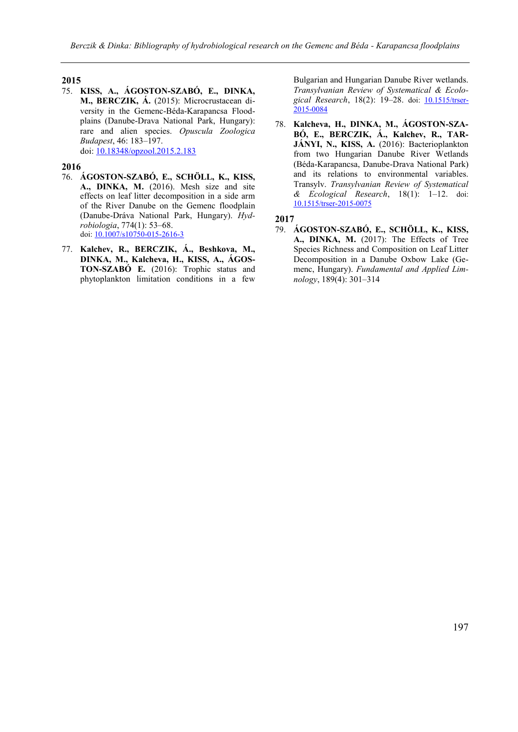**2015**

75. **KISS, A., ÁGOSTON-SZABÓ, E., DINKA, M., BERCZIK, Á.** (2015): Microcrustacean diversity in the Gemenc-Béda-Karapancsa Floodplains (Danube-Drava National Park, Hungary): rare and alien species. *Opuscula Zoologica Budapest*, 46: 183–197. doi: 10.18348/opzool.2015.2.183

**2016**

76. **ÁGOSTON-SZABÓ, E., SCHÖLL, K., KISS, A., DINKA, M.** (2016). Mesh size and site effects on leaf litter decomposition in a side arm of the River Danube on the Gemenc floodplain (Danube-Dráva National Park, Hungary). *Hydrobiologia*, 774(1): 53–68. doi: 10.1007/s10750-015-2616-3

77. **Kalchev, R., BERCZIK, Á., Beshkova, M., DINKA, M., Kalcheva, H., KISS, A., ÁGOSTON-SZABÓ E.** (2016): Trophic status and phytoplankton limitation conditions in a few Bulgarian and Hungarian Danube River wetlands. *Transylvanian Review of Systematical & Ecological Research*, 18(2): 19–28. doi: 10.1515/trser-2015-0084

78. **Kalcheva, H., DINKA, M., ÁGOSTON-SZABÓ, E., BERCZIK, Á., Kalchev, R., TARJÁNYI, N., KISS, A.** (2016): Bacterioplankton from two Hungarian Danube River Wetlands (Béda-Karapancsa, Danube-Drava National Park) and its relations to environmental variables. Transylv. *Transylvanian Review of Systematical & Ecological Research*, 18(1): 1–12. doi: 10.1515/trser-2015-0075

**2017**

79. **ÁGOSTON-SZABÓ, E., SCHÖLL, K., KISS, A., DINKA, M.** (2017): The Effects of Tree Species Richness and Composition on Leaf Litter Decomposition in a Danube Oxbow Lake (Gemenc, Hungary). *Fundamental and Applied Limnology*, 189(4): 301–314